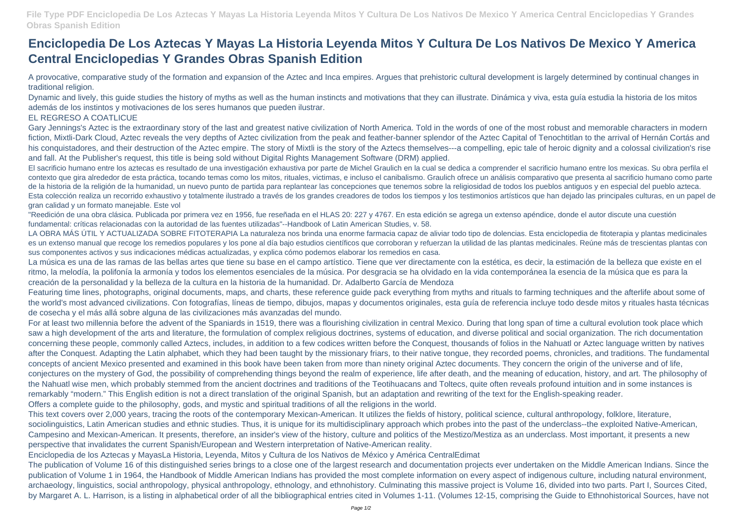# Enciclopedia De Los Aztecas Y Mayas La Historia Leyenda Mitos Y Cultura De Los Nativos De Mexico Y America Central Enciclopedias Y Grandes Obras Spanish Edition

A provocative, comparative study of the formation and expansion of the Aztec and Inca empires. Argues that prehistoric cultural development is largely determined by continual changes in traditional religion.

Dynamic and lively, this guide studies the history of myths as well as the human instincts and motivations that they can illustrate. Dinámica y viva, esta guía estudia la historia de los mitos además de los instintos y motivaciones de los seres humanos que pueden ilustrar.

EL REGRESO A COATLICUE

Gary Jennings's Aztec is the extraordinary story of the last and greatest native civilization of North America. Told in the words of one of the most robust and memorable characters in modern fiction, Mixtli-Dark Cloud, Aztec reveals the very depths of Aztec civilization from the peak and feather-banner splendor of the Aztec Capital of Tenochtitlan to the arrival of Hernán Cortás and his conquistadores, and their destruction of the Aztec empire. The story of Mixtli is the story of the Aztecs themselves---a compelling, epic tale of heroic dignity and a colossal civilization's rise and fall. At the Publisher's request, this title is being sold without Digital Rights Management Software (DRM) applied.

El sacrificio humano entre los aztecas es resultado de una investigación exhaustiva por parte de Michel Graulich en la cual se dedica a comprender el sacrificio humano entre los mexicas. Su obra perfila el contexto que gira alrededor de esta práctica, tocando temas como los mitos, rituales, victimas, e incluso el canibalismo. Graulich ofrece un análisis comparativo que presenta al sacrificio humano como parte de la historia de la religión de la humanidad, un nuevo punto de partida para replantear las concepciones que tenemos sobre la religiosidad de todos los pueblos antiguos y en especial del pueblo azteca. Esta colección realiza un recorrido exhaustivo y totalmente ilustrado a través de los grandes creadores de todos los tiempos y los testimonios artísticos que han dejado las principales culturas, en un papel de gran calidad y un formato manejable. Este vol

"Reedición de una obra clásica. Publicada por primera vez en 1956, fue reseñada en el HLAS 20: 227 y 4767. En esta edición se agrega un extenso apéndice, donde el autor discute una cuestión fundamental: críticas relacionadas con la autoridad de las fuentes utilizadas"--Handbook of Latin American Studies, v. 58.

LA OBRA MÁS ÚTIL Y ACTUALIZADA SOBRE FITOTERAPIA La naturaleza nos brinda una enorme farmacia capaz de aliviar todo tipo de dolencias. Esta enciclopedia de fitoterapia y plantas medicinales es un extenso manual que recoge los remedios populares y los pone al día bajo estudios científicos que corroboran y refuerzan la utilidad de las plantas medicinales. Reúne más de trescientas plantas con sus componentes activos y sus indicaciones médicas actualizadas, y explica cómo podemos elaborar los remedios en casa.

La música es una de las ramas de las bellas artes que tiene su base en el campo artístico. Tiene que ver directamente con la estética, es decir, la estimación de la belleza que existe en el ritmo, la melodía, la polifonía la armonía y todos los elementos esenciales de la música. Por desgracia se ha olvidado en la vida contemporánea la esencia de la música que es para la creación de la personalidad y la belleza de la cultura en la historia de la humanidad. Dr. Adalberto García de Mendoza

Featuring time lines, photographs, original documents, maps, and charts, these reference guide pack everything from myths and rituals to farming techniques and the afterlife about some of the world's most advanced civilizations. Con fotografías, líneas de tiempo, dibujos, mapas y documentos originales, esta guía de referencia incluye todo desde mitos y rituales hasta técnicas de cosecha y el más allá sobre alguna de las civilizaciones más avanzadas del mundo.

For at least two millennia before the advent of the Spaniards in 1519, there was a flourishing civilization in central Mexico. During that long span of time a cultural evolution took place which saw a high development of the arts and literature, the formulation of complex religious doctrines, systems of education, and diverse political and social organization. The rich documentation concerning these people, commonly called Aztecs, includes, in addition to a few codices written before the Conquest, thousands of folios in the Nahuatl or Aztec language written by natives after the Conquest. Adapting the Latin alphabet, which they had been taught by the missionary friars, to their native tongue, they recorded poems, chronicles, and traditions. The fundamental concepts of ancient Mexico presented and examined in this book have been taken from more than ninety original Aztec documents. They concern the origin of the universe and of life, conjectures on the mystery of God, the possibility of comprehending things beyond the realm of experience, life after death, and the meaning of education, history, and art. The philosophy of the Nahuatl wise men, which probably stemmed from the ancient doctrines and traditions of the Teotihuacans and Toltecs, quite often reveals profound intuition and in some instances is remarkably "modern." This English edition is not a direct translation of the original Spanish, but an adaptation and rewriting of the text for the English-speaking reader.

Offers a complete guide to the philosophy, gods, and mystic and spiritual traditions of all the religions in the world.

This text covers over 2,000 years, tracing the roots of the contemporary Mexican-American. It utilizes the fields of history, political science, cultural anthropology, folklore, literature, sociolinguistics, Latin American studies and ethnic studies. Thus, it is unique for its multidisciplinary approach which probes into the past of the underclass--the exploited Native-American, Campesino and Mexican-American. It presents, therefore, an insider's view of the history, culture and politics of the Mestizo/Mestiza as an underclass. Most important, it presents a new perspective that invalidates the current Spanish/European and Western interpretation of Native-American reality.

Enciclopedia de los Aztecas y MayasLa Historia, Leyenda, Mitos y Cultura de los Nativos de México y América CentralEdimat

The publication of Volume 16 of this distinguished series brings to a close one of the largest research and documentation projects ever undertaken on the Middle American Indians. Since the publication of Volume 1 in 1964, the Handbook of Middle American Indians has provided the most complete information on every aspect of indigenous culture, including natural environment, archaeology, linguistics, social anthropology, physical anthropology, ethnology, and ethnohistory. Culminating this massive project is Volume 16, divided into two parts. Part I, Sources Cited, by Margaret A. L. Harrison, is a listing in alphabetical order of all the bibliographical entries cited in Volumes 1-11. (Volumes 12-15, comprising the Guide to Ethnohistorical Sources, have not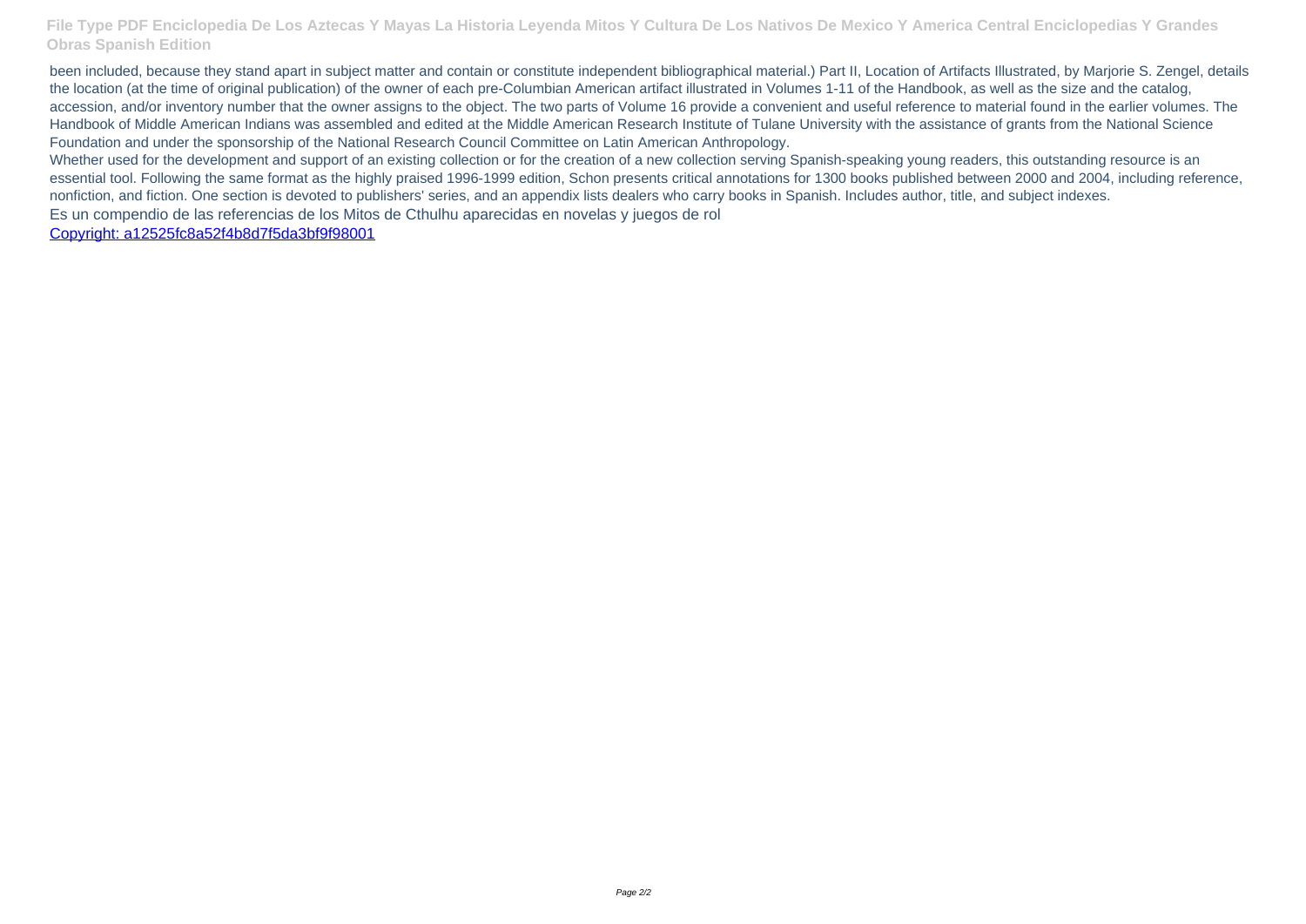been included, because they stand apart in subject matter and contain or constitute independent bibliographical material.) Part II, Location of Artifacts Illustrated, by Marjorie S. Zengel, details the location (at the time of original publication) of the owner of each pre-Columbian American artifact illustrated in Volumes 1-11 of the Handbook, as well as the size and the catalog, accession, and/or inventory number that the owner assigns to the object. The two parts of Volume 16 provide a convenient and useful reference to material found in the earlier volumes. The Handbook of Middle American Indians was assembled and edited at the Middle American Research Institute of Tulane University with the assistance of grants from the National Science Foundation and under the sponsorship of the National Research Council Committee on Latin American Anthropology.

Whether used for the development and support of an existing collection or for the creation of a new collection serving Spanish-speaking young readers, this outstanding resource is an essential tool. Following the same format as the highly praised 1996-1999 edition, Schon presents critical annotations for 1300 books published between 2000 and 2004, including reference, nonfiction, and fiction. One section is devoted to publishers' series, and an appendix lists dealers who carry books in Spanish. Includes author, title, and subject indexes.

Es un compendio de las referencias de los Mitos de Cthulhu aparecidas en novelas y juegos de rol

Copyright: a12525fc8a52f4b8d7f5da3bf9f98001